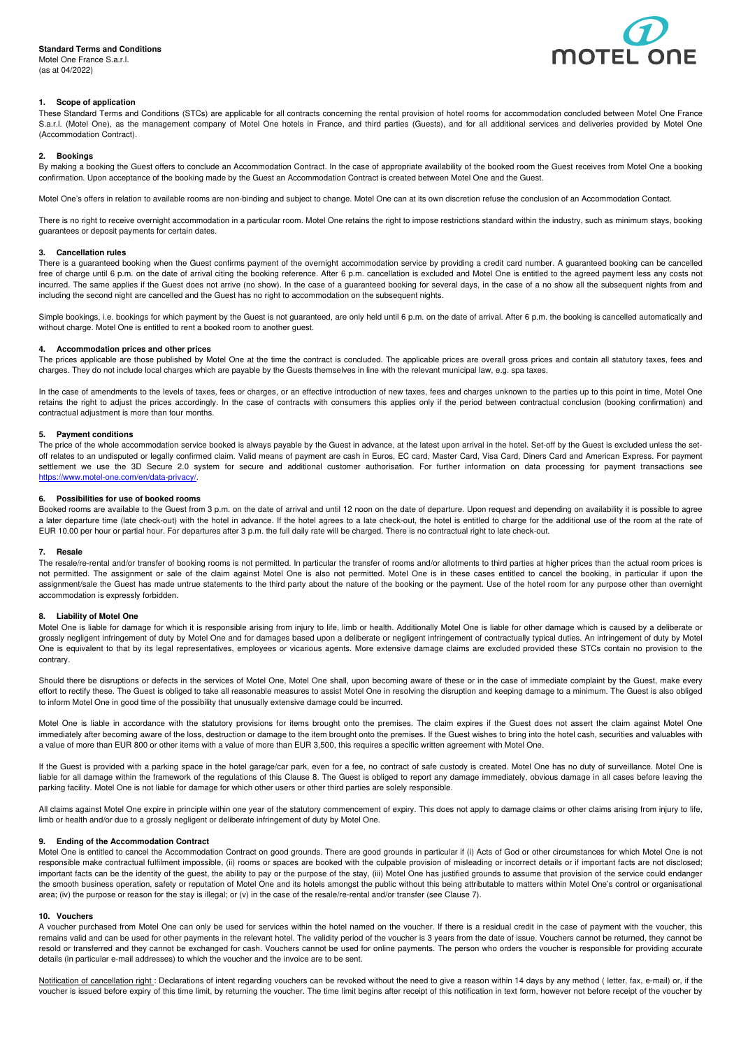**Standard Terms and Conditions**
Motel One France S.a.r.l.
(as at 04/2022)

**1. Scope of application**

These Standard Terms and Conditions (STCs) are applicable for all contracts concerning the rental provision of hotel rooms for accommodation concluded between Motel One France S.a.r.l. (Motel One), as the management company of Motel One hotels in France, and third parties (Guests), and for all additional services and deliveries provided by Motel One (Accommodation Contract).

**2. Bookings**

By making a booking the Guest offers to conclude an Accommodation Contract. In the case of appropriate availability of the booked room the Guest receives from Motel One a booking confirmation. Upon acceptance of the booking made by the Guest an Accommodation Contract is created between Motel One and the Guest.

Motel One's offers in relation to available rooms are non-binding and subject to change. Motel One can at its own discretion refuse the conclusion of an Accommodation Contact.

There is no right to receive overnight accommodation in a particular room. Motel One retains the right to impose restrictions standard within the industry, such as minimum stays, booking guarantees or deposit payments for certain dates.

**3. Cancellation rules**

There is a guaranteed booking when the Guest confirms payment of the overnight accommodation service by providing a credit card number. A guaranteed booking can be cancelled free of charge until 6 p.m. on the date of arrival citing the booking reference. After 6 p.m. cancellation is excluded and Motel One is entitled to the agreed payment less any costs not incurred. The same applies if the Guest does not arrive (no show). In the case of a guaranteed booking for several days, in the case of a no show all the subsequent nights from and including the second night are cancelled and the Guest has no right to accommodation on the subsequent nights.

Simple bookings, i.e. bookings for which payment by the Guest is not guaranteed, are only held until 6 p.m. on the date of arrival. After 6 p.m. the booking is cancelled automatically and without charge. Motel One is entitled to rent a booked room to another guest.

**4. Accommodation prices and other prices**

The prices applicable are those published by Motel One at the time the contract is concluded. The applicable prices are overall gross prices and contain all statutory taxes, fees and charges. They do not include local charges which are payable by the Guests themselves in line with the relevant municipal law, e.g. spa taxes.

In the case of amendments to the levels of taxes, fees or charges, or an effective introduction of new taxes, fees and charges unknown to the parties up to this point in time, Motel One retains the right to adjust the prices accordingly. In the case of contracts with consumers this applies only if the period between contractual conclusion (booking confirmation) and contractual adjustment is more than four months.

**5. Payment conditions**

The price of the whole accommodation service booked is always payable by the Guest in advance, at the latest upon arrival in the hotel. Set-off by the Guest is excluded unless the set-off relates to an undisputed or legally confirmed claim. Valid means of payment are cash in Euros, EC card, Master Card, Visa Card, Diners Card and American Express. For payment settlement we use the 3D Secure 2.0 system for secure and additional customer authorisation. For further information on data processing for payment transactions see https://www.motel-one.com/en/data-privacy/.

**6. Possibilities for use of booked rooms**

Booked rooms are available to the Guest from 3 p.m. on the date of arrival and until 12 noon on the date of departure. Upon request and depending on availability it is possible to agree a later departure time (late check-out) with the hotel in advance. If the hotel agrees to a late check-out, the hotel is entitled to charge for the additional use of the room at the rate of EUR 10.00 per hour or partial hour. For departures after 3 p.m. the full daily rate will be charged. There is no contractual right to late check-out.

**7. Resale**

The resale/re-rental and/or transfer of booking rooms is not permitted. In particular the transfer of rooms and/or allotments to third parties at higher prices than the actual room prices is not permitted. The assignment or sale of the claim against Motel One is also not permitted. Motel One is in these cases entitled to cancel the booking, in particular if upon the assignment/sale the Guest has made untrue statements to the third party about the nature of the booking or the payment. Use of the hotel room for any purpose other than overnight accommodation is expressly forbidden.

**8. Liability of Motel One**

Motel One is liable for damage for which it is responsible arising from injury to life, limb or health. Additionally Motel One is liable for other damage which is caused by a deliberate or grossly negligent infringement of duty by Motel One and for damages based upon a deliberate or negligent infringement of contractually typical duties. An infringement of duty by Motel One is equivalent to that by its legal representatives, employees or vicarious agents. More extensive damage claims are excluded provided these STCs contain no provision to the contrary.

Should there be disruptions or defects in the services of Motel One, Motel One shall, upon becoming aware of these or in the case of immediate complaint by the Guest, make every effort to rectify these. The Guest is obliged to take all reasonable measures to assist Motel One in resolving the disruption and keeping damage to a minimum. The Guest is also obliged to inform Motel One in good time of the possibility that unusually extensive damage could be incurred.

Motel One is liable in accordance with the statutory provisions for items brought onto the premises. The claim expires if the Guest does not assert the claim against Motel One immediately after becoming aware of the loss, destruction or damage to the item brought onto the premises. If the Guest wishes to bring into the hotel cash, securities and valuables with a value of more than EUR 800 or other items with a value of more than EUR 3,500, this requires a specific written agreement with Motel One.

If the Guest is provided with a parking space in the hotel garage/car park, even for a fee, no contract of safe custody is created. Motel One has no duty of surveillance. Motel One is liable for all damage within the framework of the regulations of this Clause 8. The Guest is obliged to report any damage immediately, obvious damage in all cases before leaving the parking facility. Motel One is not liable for damage for which other users or other third parties are solely responsible.

All claims against Motel One expire in principle within one year of the statutory commencement of expiry. This does not apply to damage claims or other claims arising from injury to life, limb or health and/or due to a grossly negligent or deliberate infringement of duty by Motel One.

**9. Ending of the Accommodation Contract**

Motel One is entitled to cancel the Accommodation Contract on good grounds. There are good grounds in particular if (i) Acts of God or other circumstances for which Motel One is not responsible make contractual fulfilment impossible, (ii) rooms or spaces are booked with the culpable provision of misleading or incorrect details or if important facts are not disclosed; important facts can be the identity of the guest, the ability to pay or the purpose of the stay, (iii) Motel One has justified grounds to assume that provision of the service could endanger the smooth business operation, safety or reputation of Motel One and its hotels amongst the public without this being attributable to matters within Motel One's control or organisational area; (iv) the purpose or reason for the stay is illegal; or (v) in the case of the resale/re-rental and/or transfer (see Clause 7).

**10. Vouchers**

A voucher purchased from Motel One can only be used for services within the hotel named on the voucher. If there is a residual credit in the case of payment with the voucher, this remains valid and can be used for other payments in the relevant hotel. The validity period of the voucher is 3 years from the date of issue. Vouchers cannot be returned, they cannot be resold or transferred and they cannot be exchanged for cash. Vouchers cannot be used for online payments. The person who orders the voucher is responsible for providing accurate details (in particular e-mail addresses) to which the voucher and the invoice are to be sent.

Notification of cancellation right : Declarations of intent regarding vouchers can be revoked without the need to give a reason within 14 days by any method ( letter, fax, e-mail) or, if the voucher is issued before expiry of this time limit, by returning the voucher. The time limit begins after receipt of this notification in text form, however not before receipt of the voucher by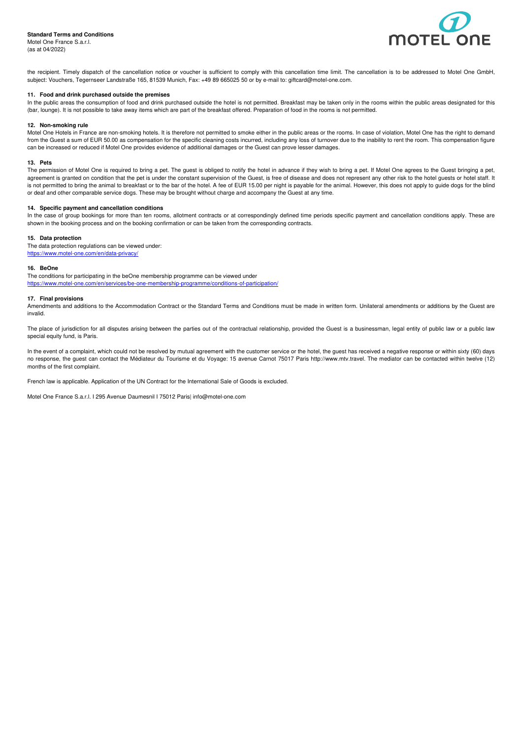the recipient. Timely dispatch of the cancellation notice or voucher is sufficient to comply with this cancellation time limit. The cancellation is to be addressed to Motel One GmbH, subject: Vouchers, Tegernseer Landstraße 165, 81539 Munich, Fax: +49 89 665025 50 or by e-mail to: giftcard@motel-one.com.

**11. Food and drink purchased outside the premises**

In the public areas the consumption of food and drink purchased outside the hotel is not permitted. Breakfast may be taken only in the rooms within the public areas designated for this (bar, lounge). It is not possible to take away items which are part of the breakfast offered. Preparation of food in the rooms is not permitted.

**12. Non-smoking rule**

Motel One Hotels in France are non-smoking hotels. It is therefore not permitted to smoke either in the public areas or the rooms. In case of violation, Motel One has the right to demand from the Guest a sum of EUR 50.00 as compensation for the specific cleaning costs incurred, including any loss of turnover due to the inability to rent the room. This compensation figure can be increased or reduced if Motel One provides evidence of additional damages or the Guest can prove lesser damages.

**13. Pets**

The permission of Motel One is required to bring a pet. The guest is obliged to notify the hotel in advance if they wish to bring a pet. If Motel One agrees to the Guest bringing a pet, agreement is granted on condition that the pet is under the constant supervision of the Guest, is free of disease and does not represent any other risk to the hotel guests or hotel staff. It is not permitted to bring the animal to breakfast or to the bar of the hotel. A fee of EUR 15.00 per night is payable for the animal. However, this does not apply to guide dogs for the blind or deaf and other comparable service dogs. These may be brought without charge and accompany the Guest at any time.

**14. Specific payment and cancellation conditions**

In the case of group bookings for more than ten rooms, allotment contracts or at correspondingly defined time periods specific payment and cancellation conditions apply. These are shown in the booking process and on the booking confirmation or can be taken from the corresponding contracts.

**15. Data protection**

The data protection regulations can be viewed under:
https://www.motel-one.com/en/data-privacy/

**16. BeOne**

The conditions for participating in the beOne membership programme can be viewed under
https://www.motel-one.com/en/services/be-one-membership-programme/conditions-of-participation/

**17. Final provisions**

Amendments and additions to the Accommodation Contract or the Standard Terms and Conditions must be made in written form. Unilateral amendments or additions by the Guest are invalid.

The place of jurisdiction for all disputes arising between the parties out of the contractual relationship, provided the Guest is a businessman, legal entity of public law or a public law special equity fund, is Paris.

In the event of a complaint, which could not be resolved by mutual agreement with the customer service or the hotel, the guest has received a negative response or within sixty (60) days no response, the guest can contact the Médiateur du Tourisme et du Voyage: 15 avenue Carnot 75017 Paris http://www.mtv.travel. The mediator can be contacted within twelve (12) months of the first complaint.

French law is applicable. Application of the UN Contract for the International Sale of Goods is excluded.

Motel One France S.a.r.l. I 295 Avenue Daumesnil I 75012 Paris| info@motel-one.com